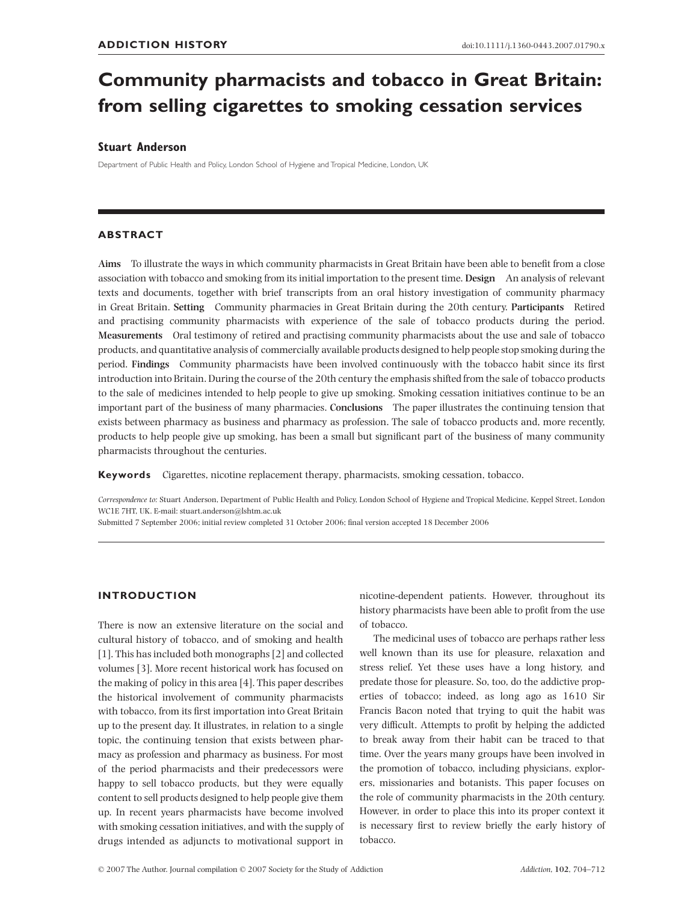# Community pharmacists and tobacco in Great Britain: from selling cigarettes to smoking cessation services

**Stuart Anderson**

Department of Public Health and Policy, London School of Hygiene and Tropical Medicine, London, UK

## ABSTRACT

**Aims** To illustrate the ways in which community pharmacists in Great Britain have been able to benefit from a close association with tobacco and smoking from its initial importation to the present time. **Design** An analysis of relevant texts and documents, together with brief transcripts from an oral history investigation of community pharmacy in Great Britain. **Setting** Community pharmacies in Great Britain during the 20th century. **Participants** Retired and practising community pharmacists with experience of the sale of tobacco products during the period. **Measurements** Oral testimony of retired and practising community pharmacists about the use and sale of tobacco products, and quantitative analysis of commercially available products designed to help people stop smoking during the period. **Findings** Community pharmacists have been involved continuously with the tobacco habit since its first introduction into Britain. During the course of the 20th century the emphasis shifted from the sale of tobacco products to the sale of medicines intended to help people to give up smoking. Smoking cessation initiatives continue to be an important part of the business of many pharmacies. **Conclusions** The paper illustrates the continuing tension that exists between pharmacy as business and pharmacy as profession. The sale of tobacco products and, more recently, products to help people give up smoking, has been a small but significant part of the business of many community pharmacists throughout the centuries.

**Keywords** Cigarettes, nicotine replacement therapy, pharmacists, smoking cessation, tobacco.

*Correspondence to:* Stuart Anderson, Department of Public Health and Policy, London School of Hygiene and Tropical Medicine, Keppel Street, London WC1E 7HT, UK. E-mail: stuart.anderson@lshtm.ac.uk
Submitted 7 September 2006; initial review completed 31 October 2006; final version accepted 18 December 2006

## INTRODUCTION

There is now an extensive literature on the social and cultural history of tobacco, and of smoking and health [1]. This has included both monographs [2] and collected volumes [3]. More recent historical work has focused on the making of policy in this area [4]. This paper describes the historical involvement of community pharmacists with tobacco, from its first importation into Great Britain up to the present day. It illustrates, in relation to a single topic, the continuing tension that exists between pharmacy as profession and pharmacy as business. For most of the period pharmacists and their predecessors were happy to sell tobacco products, but they were equally content to sell products designed to help people give them up. In recent years pharmacists have become involved with smoking cessation initiatives, and with the supply of drugs intended as adjuncts to motivational support in nicotine-dependent patients. However, throughout its history pharmacists have been able to profit from the use of tobacco.

The medicinal uses of tobacco are perhaps rather less well known than its use for pleasure, relaxation and stress relief. Yet these uses have a long history, and predate those for pleasure. So, too, do the addictive properties of tobacco; indeed, as long ago as 1610 Sir Francis Bacon noted that trying to quit the habit was very difficult. Attempts to profit by helping the addicted to break away from their habit can be traced to that time. Over the years many groups have been involved in the promotion of tobacco, including physicians, explorers, missionaries and botanists. This paper focuses on the role of community pharmacists in the 20th century. However, in order to place this into its proper context it is necessary first to review briefly the early history of tobacco.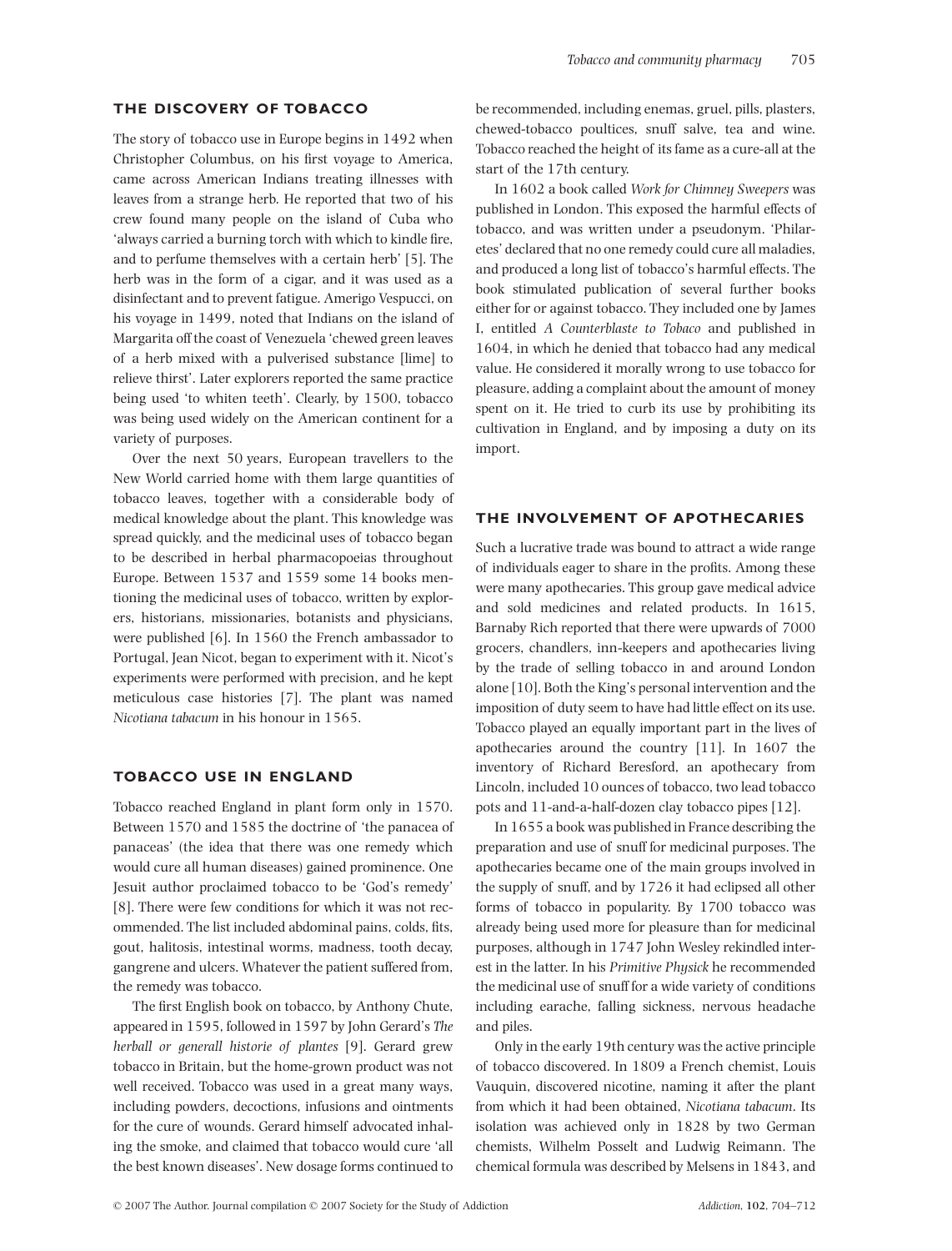## THE DISCOVERY OF TOBACCO

The story of tobacco use in Europe begins in 1492 when Christopher Columbus, on his first voyage to America, came across American Indians treating illnesses with leaves from a strange herb. He reported that two of his crew found many people on the island of Cuba who 'always carried a burning torch with which to kindle fire, and to perfume themselves with a certain herb' [5]. The herb was in the form of a cigar, and it was used as a disinfectant and to prevent fatigue. Amerigo Vespucci, on his voyage in 1499, noted that Indians on the island of Margarita off the coast of Venezuela 'chewed green leaves of a herb mixed with a pulverised substance [lime] to relieve thirst'. Later explorers reported the same practice being used 'to whiten teeth'. Clearly, by 1500, tobacco was being used widely on the American continent for a variety of purposes.

Over the next 50 years, European travellers to the New World carried home with them large quantities of tobacco leaves, together with a considerable body of medical knowledge about the plant. This knowledge was spread quickly, and the medicinal uses of tobacco began to be described in herbal pharmacopoeias throughout Europe. Between 1537 and 1559 some 14 books mentioning the medicinal uses of tobacco, written by explorers, historians, missionaries, botanists and physicians, were published [6]. In 1560 the French ambassador to Portugal, Jean Nicot, began to experiment with it. Nicot's experiments were performed with precision, and he kept meticulous case histories [7]. The plant was named *Nicotiana tabacum* in his honour in 1565.

## TOBACCO USE IN ENGLAND

Tobacco reached England in plant form only in 1570. Between 1570 and 1585 the doctrine of 'the panacea of panaceas' (the idea that there was one remedy which would cure all human diseases) gained prominence. One Jesuit author proclaimed tobacco to be 'God's remedy' [8]. There were few conditions for which it was not recommended. The list included abdominal pains, colds, fits, gout, halitosis, intestinal worms, madness, tooth decay, gangrene and ulcers. Whatever the patient suffered from, the remedy was tobacco.

The first English book on tobacco, by Anthony Chute, appeared in 1595, followed in 1597 by John Gerard's *The herball or generall historie of plantes* [9]. Gerard grew tobacco in Britain, but the home-grown product was not well received. Tobacco was used in a great many ways, including powders, decoctions, infusions and ointments for the cure of wounds. Gerard himself advocated inhaling the smoke, and claimed that tobacco would cure 'all the best known diseases'. New dosage forms continued to be recommended, including enemas, gruel, pills, plasters, chewed-tobacco poultices, snuff salve, tea and wine. Tobacco reached the height of its fame as a cure-all at the start of the 17th century.

In 1602 a book called *Work for Chimney Sweepers* was published in London. This exposed the harmful effects of tobacco, and was written under a pseudonym. 'Philaretes' declared that no one remedy could cure all maladies, and produced a long list of tobacco's harmful effects. The book stimulated publication of several further books either for or against tobacco. They included one by James I, entitled *A Counterblaste to Tobaco* and published in 1604, in which he denied that tobacco had any medical value. He considered it morally wrong to use tobacco for pleasure, adding a complaint about the amount of money spent on it. He tried to curb its use by prohibiting its cultivation in England, and by imposing a duty on its import.

## THE INVOLVEMENT OF APOTHECARIES

Such a lucrative trade was bound to attract a wide range of individuals eager to share in the profits. Among these were many apothecaries. This group gave medical advice and sold medicines and related products. In 1615, Barnaby Rich reported that there were upwards of 7000 grocers, chandlers, inn-keepers and apothecaries living by the trade of selling tobacco in and around London alone [10]. Both the King's personal intervention and the imposition of duty seem to have had little effect on its use. Tobacco played an equally important part in the lives of apothecaries around the country [11]. In 1607 the inventory of Richard Beresford, an apothecary from Lincoln, included 10 ounces of tobacco, two lead tobacco pots and 11-and-a-half-dozen clay tobacco pipes [12].

In 1655 a book was published in France describing the preparation and use of snuff for medicinal purposes. The apothecaries became one of the main groups involved in the supply of snuff, and by 1726 it had eclipsed all other forms of tobacco in popularity. By 1700 tobacco was already being used more for pleasure than for medicinal purposes, although in 1747 John Wesley rekindled interest in the latter. In his *Primitive Physick* he recommended the medicinal use of snuff for a wide variety of conditions including earache, falling sickness, nervous headache and piles.

Only in the early 19th century was the active principle of tobacco discovered. In 1809 a French chemist, Louis Vauquin, discovered nicotine, naming it after the plant from which it had been obtained, *Nicotiana tabacum*. Its isolation was achieved only in 1828 by two German chemists, Wilhelm Posselt and Ludwig Reimann. The chemical formula was described by Melsens in 1843, and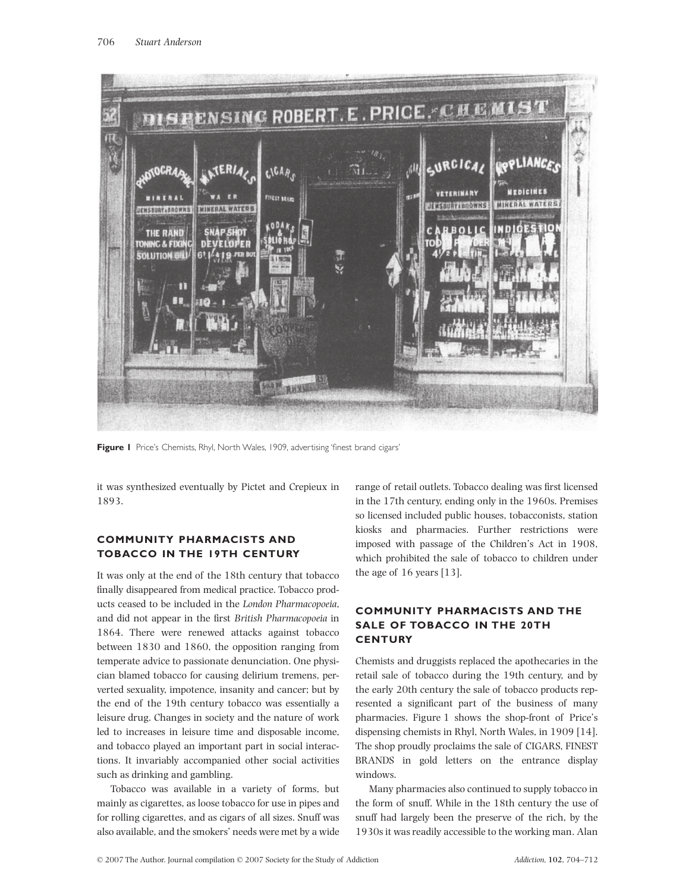Figure 1 Price's Chemists, Rhyl, North Wales, 1909, advertising 'finest brand cigars'

it was synthesized eventually by Pictet and Crepieux in 1893.

## COMMUNITY PHARMACISTS AND TOBACCO IN THE 19TH CENTURY

It was only at the end of the 18th century that tobacco finally disappeared from medical practice. Tobacco products ceased to be included in the *London Pharmacopoeia*, and did not appear in the first *British Pharmacopoeia* in 1864. There were renewed attacks against tobacco between 1830 and 1860, the opposition ranging from temperate advice to passionate denunciation. One physician blamed tobacco for causing delirium tremens, perverted sexuality, impotence, insanity and cancer; but by the end of the 19th century tobacco was essentially a leisure drug. Changes in society and the nature of work led to increases in leisure time and disposable income, and tobacco played an important part in social interactions. It invariably accompanied other social activities such as drinking and gambling.

Tobacco was available in a variety of forms, but mainly as cigarettes, as loose tobacco for use in pipes and for rolling cigarettes, and as cigars of all sizes. Snuff was also available, and the smokers' needs were met by a wide range of retail outlets. Tobacco dealing was first licensed in the 17th century, ending only in the 1960s. Premises so licensed included public houses, tobacconists, station kiosks and pharmacies. Further restrictions were imposed with passage of the Children's Act in 1908, which prohibited the sale of tobacco to children under the age of 16 years [13].

## COMMUNITY PHARMACISTS AND THE SALE OF TOBACCO IN THE 20TH CENTURY

Chemists and druggists replaced the apothecaries in the retail sale of tobacco during the 19th century, and by the early 20th century the sale of tobacco products represented a significant part of the business of many pharmacies. Figure 1 shows the shop-front of Price's dispensing chemists in Rhyl, North Wales, in 1909 [14]. The shop proudly proclaims the sale of CIGARS, FINEST BRANDS in gold letters on the entrance display windows.

Many pharmacies also continued to supply tobacco in the form of snuff. While in the 18th century the use of snuff had largely been the preserve of the rich, by the 1930s it was readily accessible to the working man. Alan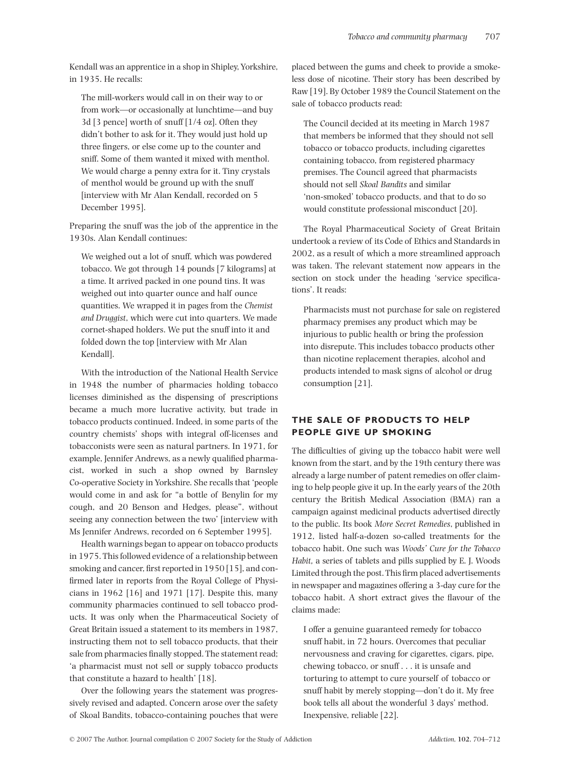Kendall was an apprentice in a shop in Shipley, Yorkshire, in 1935. He recalls:

> The mill-workers would call in on their way to or from work—or occasionally at lunchtime—and buy 3d [3 pence] worth of snuff [1/4 oz]. Often they didn't bother to ask for it. They would just hold up three fingers, or else come up to the counter and sniff. Some of them wanted it mixed with menthol. We would charge a penny extra for it. Tiny crystals of menthol would be ground up with the snuff [interview with Mr Alan Kendall, recorded on 5 December 1995].

Preparing the snuff was the job of the apprentice in the 1930s. Alan Kendall continues:

> We weighed out a lot of snuff, which was powdered tobacco. We got through 14 pounds [7 kilograms] at a time. It arrived packed in one pound tins. It was weighed out into quarter ounce and half ounce quantities. We wrapped it in pages from the *Chemist and Druggist*, which were cut into quarters. We made cornet-shaped holders. We put the snuff into it and folded down the top [interview with Mr Alan Kendall].

With the introduction of the National Health Service in 1948 the number of pharmacies holding tobacco licenses diminished as the dispensing of prescriptions became a much more lucrative activity, but trade in tobacco products continued. Indeed, in some parts of the country chemists' shops with integral off-licenses and tobacconists were seen as natural partners. In 1971, for example, Jennifer Andrews, as a newly qualified pharmacist, worked in such a shop owned by Barnsley Co-operative Society in Yorkshire. She recalls that 'people would come in and ask for "a bottle of Benylin for my cough, and 20 Benson and Hedges, please", without seeing any connection between the two' [interview with Ms Jennifer Andrews, recorded on 6 September 1995].

Health warnings began to appear on tobacco products in 1975. This followed evidence of a relationship between smoking and cancer, first reported in 1950 [15], and confirmed later in reports from the Royal College of Physicians in 1962 [16] and 1971 [17]. Despite this, many community pharmacies continued to sell tobacco products. It was only when the Pharmaceutical Society of Great Britain issued a statement to its members in 1987, instructing them not to sell tobacco products, that their sale from pharmacies finally stopped. The statement read; 'a pharmacist must not sell or supply tobacco products that constitute a hazard to health' [18].

Over the following years the statement was progressively revised and adapted. Concern arose over the safety of Skoal Bandits, tobacco-containing pouches that were placed between the gums and cheek to provide a smokeless dose of nicotine. Their story has been described by Raw [19]. By October 1989 the Council Statement on the sale of tobacco products read:

> The Council decided at its meeting in March 1987 that members be informed that they should not sell tobacco or tobacco products, including cigarettes containing tobacco, from registered pharmacy premises. The Council agreed that pharmacists should not sell *Skoal Bandits* and similar 'non-smoked' tobacco products, and that to do so would constitute professional misconduct [20].

The Royal Pharmaceutical Society of Great Britain undertook a review of its Code of Ethics and Standards in 2002, as a result of which a more streamlined approach was taken. The relevant statement now appears in the section on stock under the heading 'service specifications'. It reads:

> Pharmacists must not purchase for sale on registered pharmacy premises any product which may be injurious to public health or bring the profession into disrepute. This includes tobacco products other than nicotine replacement therapies, alcohol and products intended to mask signs of alcohol or drug consumption [21].

## THE SALE OF PRODUCTS TO HELP PEOPLE GIVE UP SMOKING

The difficulties of giving up the tobacco habit were well known from the start, and by the 19th century there was already a large number of patent remedies on offer claiming to help people give it up. In the early years of the 20th century the British Medical Association (BMA) ran a campaign against medicinal products advertised directly to the public. Its book *More Secret Remedies*, published in 1912, listed half-a-dozen so-called treatments for the tobacco habit. One such was *Woods' Cure for the Tobacco Habit*, a series of tablets and pills supplied by E. J. Woods Limited through the post. This firm placed advertisements in newspaper and magazines offering a 3-day cure for the tobacco habit. A short extract gives the flavour of the claims made:

> I offer a genuine guaranteed remedy for tobacco snuff habit, in 72 hours. Overcomes that peculiar nervousness and craving for cigarettes, cigars, pipe, chewing tobacco, or snuff . . . it is unsafe and torturing to attempt to cure yourself of tobacco or snuff habit by merely stopping—don't do it. My free book tells all about the wonderful 3 days' method. Inexpensive, reliable [22].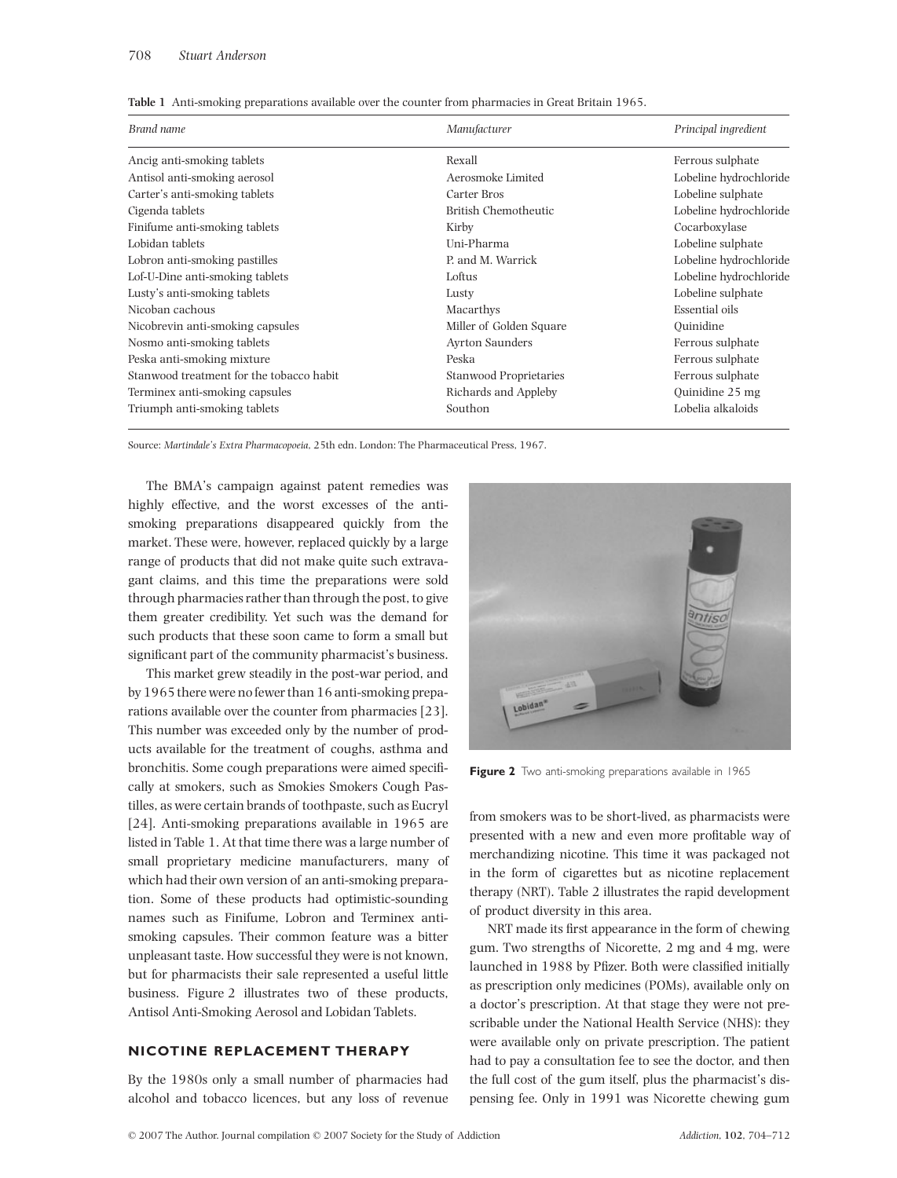**Table 1** Anti-smoking preparations available over the counter from pharmacies in Great Britain 1965.

| *Brand name* | *Manufacturer* | *Principal ingredient* |
|---|---|---|
| Ancig anti-smoking tablets | Rexall | Ferrous sulphate |
| Antisol anti-smoking aerosol | Aerosmoke Limited | Lobeline hydrochloride |
| Carter's anti-smoking tablets | Carter Bros | Lobeline sulphate |
| Cigenda tablets | British Chemotheutic | Lobeline hydrochloride |
| Finifume anti-smoking tablets | Kirby | Cocarboxylase |
| Lobidan tablets | Uni-Pharma | Lobeline sulphate |
| Lobron anti-smoking pastilles | P. and M. Warrick | Lobeline hydrochloride |
| Lof-U-Dine anti-smoking tablets | Loftus | Lobeline hydrochloride |
| Lusty's anti-smoking tablets | Lusty | Lobeline sulphate |
| Nicoban cachous | Macarthys | Essential oils |
| Nicobrevin anti-smoking capsules | Miller of Golden Square | Quinidine |
| Nosmo anti-smoking tablets | Ayrton Saunders | Ferrous sulphate |
| Peska anti-smoking mixture | Peska | Ferrous sulphate |
| Stanwood treatment for the tobacco habit | Stanwood Proprietaries | Ferrous sulphate |
| Terminex anti-smoking capsules | Richards and Appleby | Quinidine 25 mg |
| Triumph anti-smoking tablets | Southon | Lobelia alkaloids |

Source: *Martindale's Extra Pharmacopoeia*, 25th edn. London: The Pharmaceutical Press, 1967.

The BMA's campaign against patent remedies was highly effective, and the worst excesses of the anti-smoking preparations disappeared quickly from the market. These were, however, replaced quickly by a large range of products that did not make quite such extravagant claims, and this time the preparations were sold through pharmacies rather than through the post, to give them greater credibility. Yet such was the demand for such products that these soon came to form a small but significant part of the community pharmacist's business.

This market grew steadily in the post-war period, and by 1965 there were no fewer than 16 anti-smoking preparations available over the counter from pharmacies [23]. This number was exceeded only by the number of products available for the treatment of coughs, asthma and bronchitis. Some cough preparations were aimed specifically at smokers, such as Smokies Smokers Cough Pastilles, as were certain brands of toothpaste, such as Eucryl [24]. Anti-smoking preparations available in 1965 are listed in Table 1. At that time there was a large number of small proprietary medicine manufacturers, many of which had their own version of an anti-smoking preparation. Some of these products had optimistic-sounding names such as Finifume, Lobron and Terminex anti-smoking capsules. Their common feature was a bitter unpleasant taste. How successful they were is not known, but for pharmacists their sale represented a useful little business. Figure 2 illustrates two of these products, Antisol Anti-Smoking Aerosol and Lobidan Tablets.

**Figure 2** Two anti-smoking preparations available in 1965

## NICOTINE REPLACEMENT THERAPY

By the 1980s only a small number of pharmacies had alcohol and tobacco licences, but any loss of revenue from smokers was to be short-lived, as pharmacists were presented with a new and even more profitable way of merchandizing nicotine. This time it was packaged not in the form of cigarettes but as nicotine replacement therapy (NRT). Table 2 illustrates the rapid development of product diversity in this area.

NRT made its first appearance in the form of chewing gum. Two strengths of Nicorette, 2 mg and 4 mg, were launched in 1988 by Pfizer. Both were classified initially as prescription only medicines (POMs), available only on a doctor's prescription. At that stage they were not prescribable under the National Health Service (NHS): they were available only on private prescription. The patient had to pay a consultation fee to see the doctor, and then the full cost of the gum itself, plus the pharmacist's dispensing fee. Only in 1991 was Nicorette chewing gum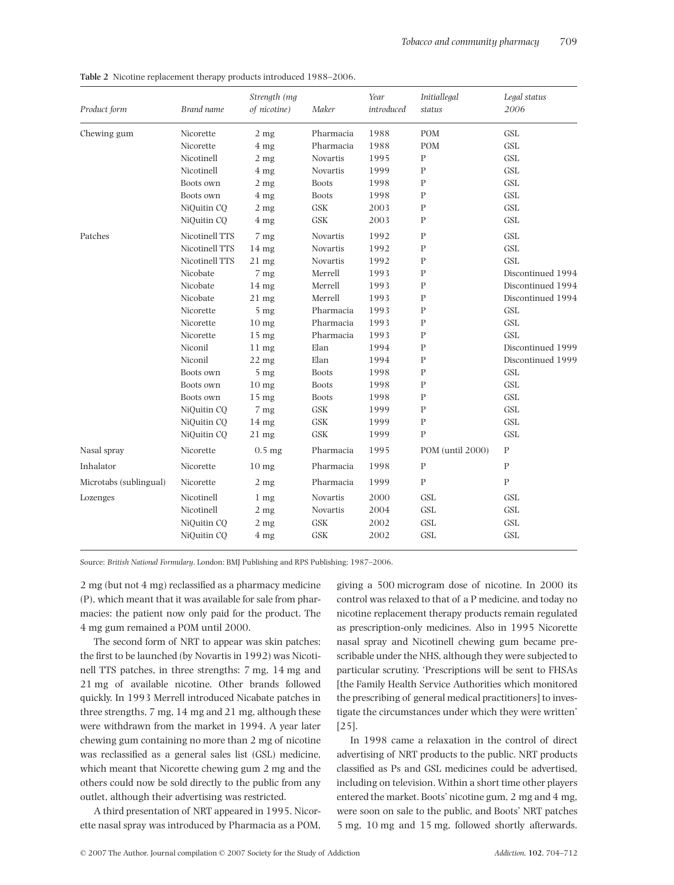**Table 2** Nicotine replacement therapy products introduced 1988–2006.

| Product form | Brand name | Strength (mg of nicotine) | Maker | Year introduced | Initiallegal status | Legal status 2006 |
|---|---|---|---|---|---|---|
| Chewing gum | Nicorette | 2 mg | Pharmacia | 1988 | POM | GSL |
| | Nicorette | 4 mg | Pharmacia | 1988 | POM | GSL |
| | Nicotinell | 2 mg | Novartis | 1995 | P | GSL |
| | Nicotinell | 4 mg | Novartis | 1999 | P | GSL |
| | Boots own | 2 mg | Boots | 1998 | P | GSL |
| | Boots own | 4 mg | Boots | 1998 | P | GSL |
| | NiQuitin CQ | 2 mg | GSK | 2003 | P | GSL |
| | NiQuitin CQ | 4 mg | GSK | 2003 | P | GSL |
| Patches | Nicotinell TTS | 7 mg | Novartis | 1992 | P | GSL |
| | Nicotinell TTS | 14 mg | Novartis | 1992 | P | GSL |
| | Nicotinell TTS | 21 mg | Novartis | 1992 | P | GSL |
| | Nicobate | 7 mg | Merrell | 1993 | P | Discontinued 1994 |
| | Nicobate | 14 mg | Merrell | 1993 | P | Discontinued 1994 |
| | Nicobate | 21 mg | Merrell | 1993 | P | Discontinued 1994 |
| | Nicorette | 5 mg | Pharmacia | 1993 | P | GSL |
| | Nicorette | 10 mg | Pharmacia | 1993 | P | GSL |
| | Nicorette | 15 mg | Pharmacia | 1993 | P | GSL |
| | Niconil | 11 mg | Elan | 1994 | P | Discontinued 1999 |
| | Niconil | 22 mg | Elan | 1994 | P | Discontinued 1999 |
| | Boots own | 5 mg | Boots | 1998 | P | GSL |
| | Boots own | 10 mg | Boots | 1998 | P | GSL |
| | Boots own | 15 mg | Boots | 1998 | P | GSL |
| | NiQuitin CQ | 7 mg | GSK | 1999 | P | GSL |
| | NiQuitin CQ | 14 mg | GSK | 1999 | P | GSL |
| | NiQuitin CQ | 21 mg | GSK | 1999 | P | GSL |
| Nasal spray | Nicorette | 0.5 mg | Pharmacia | 1995 | POM (until 2000) | P |
| Inhalator | Nicorette | 10 mg | Pharmacia | 1998 | P | P |
| Microtabs (sublingual) | Nicorette | 2 mg | Pharmacia | 1999 | P | P |
| Lozenges | Nicotinell | 1 mg | Novartis | 2000 | GSL | GSL |
| | Nicotinell | 2 mg | Novartis | 2004 | GSL | GSL |
| | NiQuitin CQ | 2 mg | GSK | 2002 | GSL | GSL |
| | NiQuitin CQ | 4 mg | GSK | 2002 | GSL | GSL |

Source: *British National Formulary*. London: BMJ Publishing and RPS Publishing; 1987–2006.

2 mg (but not 4 mg) reclassified as a pharmacy medicine (P), which meant that it was available for sale from pharmacies: the patient now only paid for the product. The 4 mg gum remained a POM until 2000.

The second form of NRT to appear was skin patches; the first to be launched (by Novartis in 1992) was Nicotinell TTS patches, in three strengths: 7 mg, 14 mg and 21 mg of available nicotine. Other brands followed quickly. In 1993 Merrell introduced Nicabate patches in three strengths, 7 mg, 14 mg and 21 mg, although these were withdrawn from the market in 1994. A year later chewing gum containing no more than 2 mg of nicotine was reclassified as a general sales list (GSL) medicine, which meant that Nicorette chewing gum 2 mg and the others could now be sold directly to the public from any outlet, although their advertising was restricted.

A third presentation of NRT appeared in 1995. Nicorette nasal spray was introduced by Pharmacia as a POM, giving a 500 microgram dose of nicotine. In 2000 its control was relaxed to that of a P medicine, and today no nicotine replacement therapy products remain regulated as prescription-only medicines. Also in 1995 Nicorette nasal spray and Nicotinell chewing gum became prescribable under the NHS, although they were subjected to particular scrutiny. 'Prescriptions will be sent to FHSAs [the Family Health Service Authorities which monitored the prescribing of general medical practitioners] to investigate the circumstances under which they were written' [25].

In 1998 came a relaxation in the control of direct advertising of NRT products to the public. NRT products classified as Ps and GSL medicines could be advertised, including on television. Within a short time other players entered the market. Boots' nicotine gum, 2 mg and 4 mg, were soon on sale to the public, and Boots' NRT patches 5 mg, 10 mg and 15 mg, followed shortly afterwards.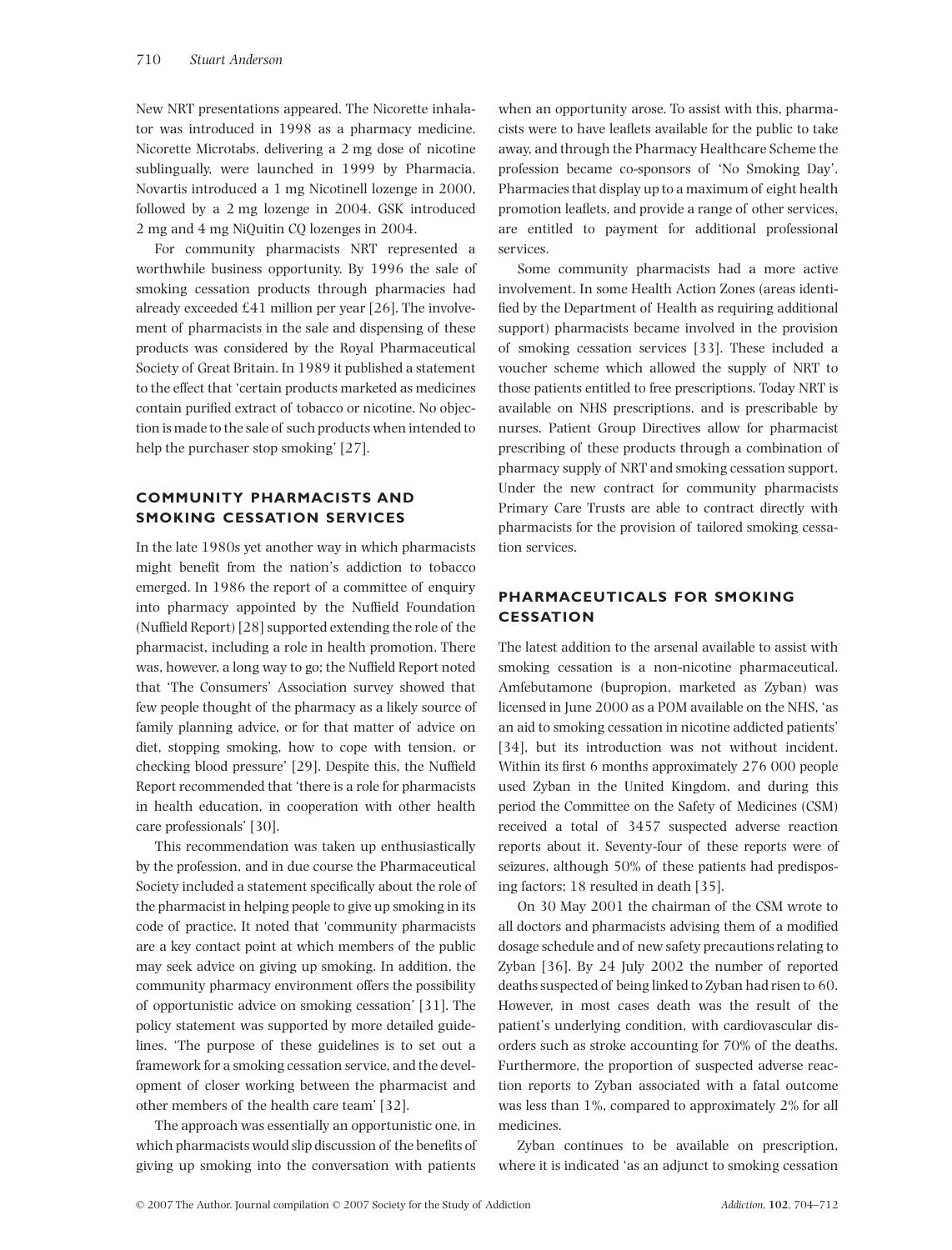New NRT presentations appeared. The Nicorette inhalator was introduced in 1998 as a pharmacy medicine. Nicorette Microtabs, delivering a 2 mg dose of nicotine sublingually, were launched in 1999 by Pharmacia. Novartis introduced a 1 mg Nicotinell lozenge in 2000, followed by a 2 mg lozenge in 2004. GSK introduced 2 mg and 4 mg NiQuitin CQ lozenges in 2004.

For community pharmacists NRT represented a worthwhile business opportunity. By 1996 the sale of smoking cessation products through pharmacies had already exceeded £41 million per year [26]. The involvement of pharmacists in the sale and dispensing of these products was considered by the Royal Pharmaceutical Society of Great Britain. In 1989 it published a statement to the effect that 'certain products marketed as medicines contain purified extract of tobacco or nicotine. No objection is made to the sale of such products when intended to help the purchaser stop smoking' [27].

## COMMUNITY PHARMACISTS AND SMOKING CESSATION SERVICES

In the late 1980s yet another way in which pharmacists might benefit from the nation's addiction to tobacco emerged. In 1986 the report of a committee of enquiry into pharmacy appointed by the Nuffield Foundation (Nuffield Report) [28] supported extending the role of the pharmacist, including a role in health promotion. There was, however, a long way to go; the Nuffield Report noted that 'The Consumers' Association survey showed that few people thought of the pharmacy as a likely source of family planning advice, or for that matter of advice on diet, stopping smoking, how to cope with tension, or checking blood pressure' [29]. Despite this, the Nuffield Report recommended that 'there is a role for pharmacists in health education, in cooperation with other health care professionals' [30].

This recommendation was taken up enthusiastically by the profession, and in due course the Pharmaceutical Society included a statement specifically about the role of the pharmacist in helping people to give up smoking in its code of practice. It noted that 'community pharmacists are a key contact point at which members of the public may seek advice on giving up smoking. In addition, the community pharmacy environment offers the possibility of opportunistic advice on smoking cessation' [31]. The policy statement was supported by more detailed guidelines. 'The purpose of these guidelines is to set out a framework for a smoking cessation service, and the development of closer working between the pharmacist and other members of the health care team' [32].

The approach was essentially an opportunistic one, in which pharmacists would slip discussion of the benefits of giving up smoking into the conversation with patients when an opportunity arose. To assist with this, pharmacists were to have leaflets available for the public to take away, and through the Pharmacy Healthcare Scheme the profession became co-sponsors of 'No Smoking Day'. Pharmacies that display up to a maximum of eight health promotion leaflets, and provide a range of other services, are entitled to payment for additional professional services.

Some community pharmacists had a more active involvement. In some Health Action Zones (areas identified by the Department of Health as requiring additional support) pharmacists became involved in the provision of smoking cessation services [33]. These included a voucher scheme which allowed the supply of NRT to those patients entitled to free prescriptions. Today NRT is available on NHS prescriptions, and is prescribable by nurses. Patient Group Directives allow for pharmacist prescribing of these products through a combination of pharmacy supply of NRT and smoking cessation support. Under the new contract for community pharmacists Primary Care Trusts are able to contract directly with pharmacists for the provision of tailored smoking cessation services.

## PHARMACEUTICALS FOR SMOKING CESSATION

The latest addition to the arsenal available to assist with smoking cessation is a non-nicotine pharmaceutical. Amfebutamone (bupropion, marketed as Zyban) was licensed in June 2000 as a POM available on the NHS, 'as an aid to smoking cessation in nicotine addicted patients' [34], but its introduction was not without incident. Within its first 6 months approximately 276 000 people used Zyban in the United Kingdom, and during this period the Committee on the Safety of Medicines (CSM) received a total of 3457 suspected adverse reaction reports about it. Seventy-four of these reports were of seizures, although 50% of these patients had predisposing factors; 18 resulted in death [35].

On 30 May 2001 the chairman of the CSM wrote to all doctors and pharmacists advising them of a modified dosage schedule and of new safety precautions relating to Zyban [36]. By 24 July 2002 the number of reported deaths suspected of being linked to Zyban had risen to 60. However, in most cases death was the result of the patient's underlying condition, with cardiovascular disorders such as stroke accounting for 70% of the deaths. Furthermore, the proportion of suspected adverse reaction reports to Zyban associated with a fatal outcome was less than 1%, compared to approximately 2% for all medicines.

Zyban continues to be available on prescription, where it is indicated 'as an adjunct to smoking cessation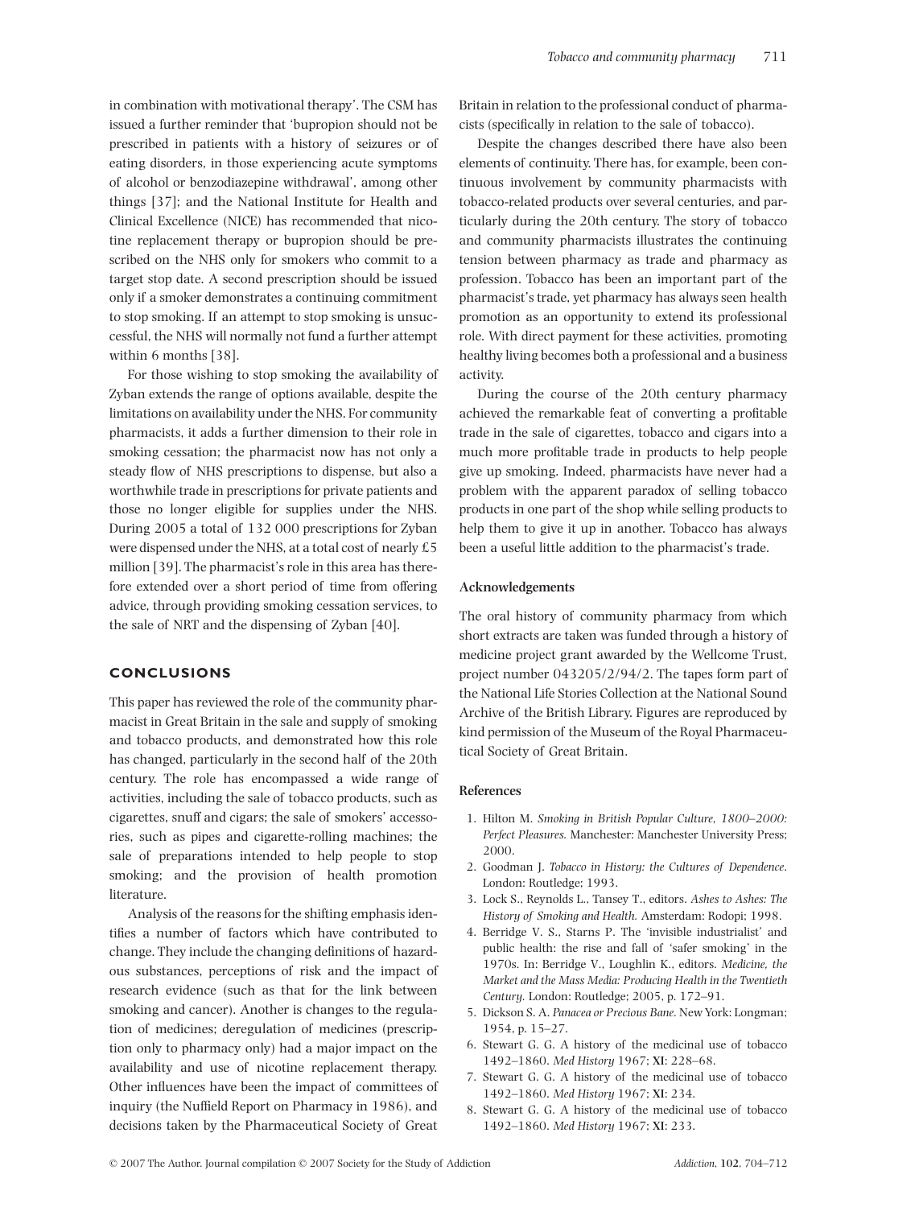in combination with motivational therapy'. The CSM has issued a further reminder that 'bupropion should not be prescribed in patients with a history of seizures or of eating disorders, in those experiencing acute symptoms of alcohol or benzodiazepine withdrawal', among other things [37]; and the National Institute for Health and Clinical Excellence (NICE) has recommended that nicotine replacement therapy or bupropion should be prescribed on the NHS only for smokers who commit to a target stop date. A second prescription should be issued only if a smoker demonstrates a continuing commitment to stop smoking. If an attempt to stop smoking is unsuccessful, the NHS will normally not fund a further attempt within 6 months [38].

For those wishing to stop smoking the availability of Zyban extends the range of options available, despite the limitations on availability under the NHS. For community pharmacists, it adds a further dimension to their role in smoking cessation; the pharmacist now has not only a steady flow of NHS prescriptions to dispense, but also a worthwhile trade in prescriptions for private patients and those no longer eligible for supplies under the NHS. During 2005 a total of 132 000 prescriptions for Zyban were dispensed under the NHS, at a total cost of nearly £5 million [39]. The pharmacist's role in this area has therefore extended over a short period of time from offering advice, through providing smoking cessation services, to the sale of NRT and the dispensing of Zyban [40].

## CONCLUSIONS

This paper has reviewed the role of the community pharmacist in Great Britain in the sale and supply of smoking and tobacco products, and demonstrated how this role has changed, particularly in the second half of the 20th century. The role has encompassed a wide range of activities, including the sale of tobacco products, such as cigarettes, snuff and cigars; the sale of smokers' accessories, such as pipes and cigarette-rolling machines; the sale of preparations intended to help people to stop smoking; and the provision of health promotion literature.

Analysis of the reasons for the shifting emphasis identifies a number of factors which have contributed to change. They include the changing definitions of hazardous substances, perceptions of risk and the impact of research evidence (such as that for the link between smoking and cancer). Another is changes to the regulation of medicines; deregulation of medicines (prescription only to pharmacy only) had a major impact on the availability and use of nicotine replacement therapy. Other influences have been the impact of committees of inquiry (the Nuffield Report on Pharmacy in 1986), and decisions taken by the Pharmaceutical Society of Great Britain in relation to the professional conduct of pharmacists (specifically in relation to the sale of tobacco).

Despite the changes described there have also been elements of continuity. There has, for example, been continuous involvement by community pharmacists with tobacco-related products over several centuries, and particularly during the 20th century. The story of tobacco and community pharmacists illustrates the continuing tension between pharmacy as trade and pharmacy as profession. Tobacco has been an important part of the pharmacist's trade, yet pharmacy has always seen health promotion as an opportunity to extend its professional role. With direct payment for these activities, promoting healthy living becomes both a professional and a business activity.

During the course of the 20th century pharmacy achieved the remarkable feat of converting a profitable trade in the sale of cigarettes, tobacco and cigars into a much more profitable trade in products to help people give up smoking. Indeed, pharmacists have never had a problem with the apparent paradox of selling tobacco products in one part of the shop while selling products to help them to give it up in another. Tobacco has always been a useful little addition to the pharmacist's trade.

### Acknowledgements

The oral history of community pharmacy from which short extracts are taken was funded through a history of medicine project grant awarded by the Wellcome Trust, project number 043205/2/94/2. The tapes form part of the National Life Stories Collection at the National Sound Archive of the British Library. Figures are reproduced by kind permission of the Museum of the Royal Pharmaceutical Society of Great Britain.

### References

1. Hilton M. *Smoking in British Popular Culture, 1800–2000: Perfect Pleasures.* Manchester: Manchester University Press; 2000.
2. Goodman J. *Tobacco in History: the Cultures of Dependence*. London: Routledge; 1993.
3. Lock S., Reynolds L., Tansey T., editors. *Ashes to Ashes: The History of Smoking and Health.* Amsterdam: Rodopi; 1998.
4. Berridge V. S., Starns P. The 'invisible industrialist' and public health: the rise and fall of 'safer smoking' in the 1970s. In: Berridge V., Loughlin K., editors. *Medicine, the Market and the Mass Media: Producing Health in the Twentieth Century.* London: Routledge; 2005, p. 172–91.
5. Dickson S. A. *Panacea or Precious Bane.* New York: Longman; 1954, p. 15–27.
6. Stewart G. G. A history of the medicinal use of tobacco 1492–1860. *Med History* 1967; **XI**: 228–68.
7. Stewart G. G. A history of the medicinal use of tobacco 1492–1860. *Med History* 1967; **XI**: 234.
8. Stewart G. G. A history of the medicinal use of tobacco 1492–1860. *Med History* 1967; **XI**: 233.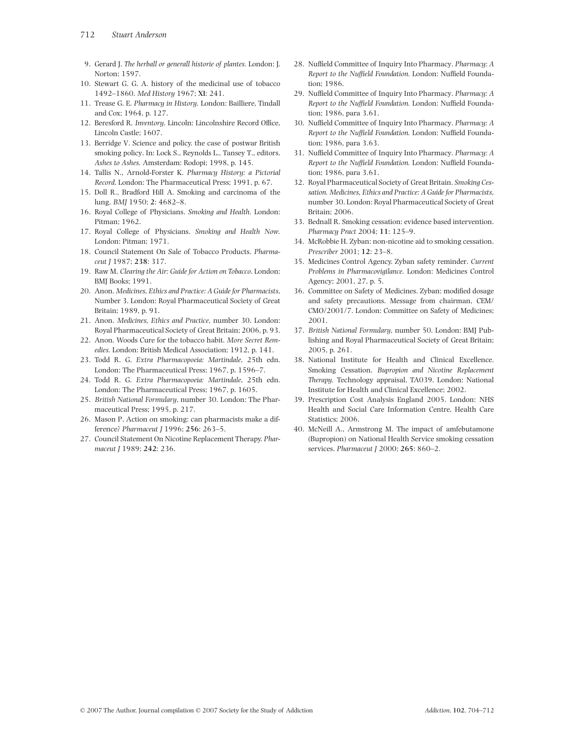9. Gerard J. *The herball or generall historie of plantes.* London: J. Norton; 1597.
10. Stewart G. G. A. history of the medicinal use of tobacco 1492–1860. *Med History* 1967; **XI**: 241.
11. Trease G. E. *Pharmacy in History.* London: Bailliere, Tindall and Cox; 1964, p. 127.
12. Beresford R. *Inventory.* Lincoln: Lincolnshire Record Office, Lincoln Castle; 1607.
13. Berridge V. Science and policy. the case of postwar British smoking policy. In: Lock S., Reynolds L., Tansey T., editors. *Ashes to Ashes.* Amsterdam: Rodopi; 1998, p. 145.
14. Tallis N., Arnold-Forster K. *Pharmacy History: a Pictorial Record.* London: The Pharmaceutical Press; 1991, p. 67.
15. Doll R., Bradford Hill A. Smoking and carcinoma of the lung. *BMJ* 1950; **2**: 4682–8.
16. Royal College of Physicians. *Smoking and Health.* London: Pitman; 1962.
17. Royal College of Physicians. *Smoking and Health Now.* London: Pitman; 1971.
18. Council Statement On Sale of Tobacco Products. *Pharmaceut J* 1987; **238**: 317.
19. Raw M. *Clearing the Air: Guide for Action on Tobacco*. London: BMJ Books; 1991.
20. Anon. *Medicines, Ethics and Practice: A Guide for Pharmacists*, Number 3. London: Royal Pharmaceutical Society of Great Britain; 1989, p. 91.
21. Anon. *Medicines, Ethics and Practice*, number 30. London: Royal Pharmaceutical Society of Great Britain; 2006, p. 93.
22. Anon. Woods Cure for the tobacco habit. *More Secret Remedies.* London: British Medical Association; 1912, p. 141.
23. Todd R. G. *Extra Pharmacopoeia: Martindale*, 25th edn. London: The Pharmaceutical Press; 1967, p. 1596–7.
24. Todd R. G. *Extra Pharmacopoeia: Martindale*, 25th edn. London: The Pharmaceutical Press; 1967, p. 1605.
25. *British National Formulary*, number 30. London: The Pharmaceutical Press; 1995, p. 217.
26. Mason P. Action on smoking: can pharmacists make a difference? *Pharmaceut J* 1996; **256**: 263–5.
27. Council Statement On Nicotine Replacement Therapy. *Pharmaceut J* 1989; **242**: 236.
28. Nuffield Committee of Inquiry Into Pharmacy. *Pharmacy: A Report to the Nuffield Foundation.* London: Nuffield Foundation; 1986.
29. Nuffield Committee of Inquiry Into Pharmacy. *Pharmacy: A Report to the Nuffield Foundation.* London: Nuffield Foundation; 1986, para 3.61.
30. Nuffield Committee of Inquiry Into Pharmacy. *Pharmacy: A Report to the Nuffield Foundation.* London: Nuffield Foundation; 1986, para 3.63.
31. Nuffield Committee of Inquiry Into Pharmacy. *Pharmacy: A Report to the Nuffield Foundation.* London: Nuffield Foundation; 1986, para 3.61.
32. Royal Pharmaceutical Society of Great Britain. *Smoking Cessation. Medicines, Ethics and Practice: A Guide for Pharmacists*, number 30. London: Royal Pharmaceutical Society of Great Britain; 2006.
33. Bednall R. Smoking cessation: evidence based intervention. *Pharmacy Pract* 2004; **11**: 125–9.
34. McRobbie H. Zyban: non-nicotine aid to smoking cessation. *Prescriber* 2001; **12**: 23–8.
35. Medicines Control Agency. Zyban safety reminder. *Current Problems in Pharmacovigilance.* London: Medicines Control Agency; 2001, 27, p. 5.
36. Committee on Safety of Medicines. Zyban: modified dosage and safety precautions. Message from chairman, CEM/CMO/2001/7. London: Committee on Safety of Medicines; 2001.
37. *British National Formulary*, number 50. London: BMJ Publishing and Royal Pharmaceutical Society of Great Britain; 2005, p. 261.
38. National Institute for Health and Clinical Excellence. Smoking Cessation. *Bupropion and Nicotine Replacement Therapy.* Technology appraisal, TA039. London: National Institute for Health and Clinical Excellence; 2002.
39. Prescription Cost Analysis England 2005. London: NHS Health and Social Care Information Centre, Health Care Statistics; 2006.
40. McNeill A., Armstrong M. The impact of amfebutamone (Bupropion) on National Health Service smoking cessation services. *Pharmaceut J* 2000; **265**: 860–2.